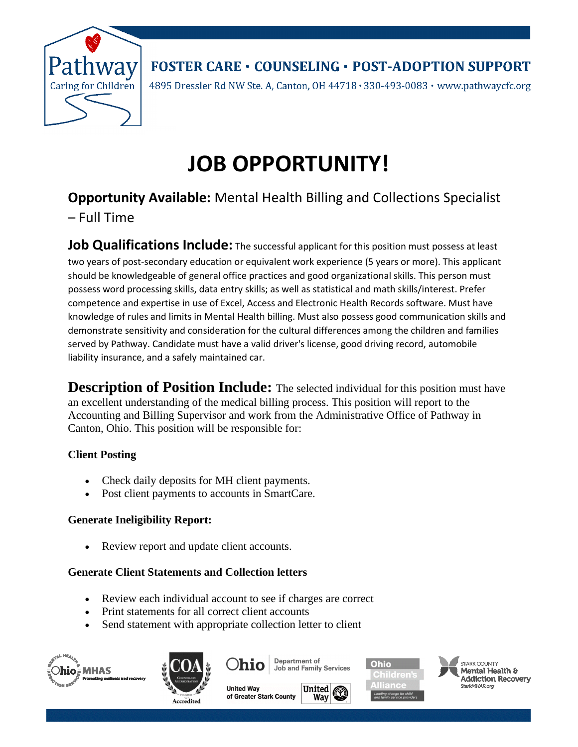Pathway Caring for Children

FOSTER CARE • COUNSELING • POST-ADOPTION SUPPORT

4895 Dressler Rd NW Ste. A, Canton, OH 44718 • 330-493-0083 • www.pathwaycfc.org

# JOB OPPORTUNITY!

## **Opportunity Available:** Mental Health Billing and Collections Specialist – Full Time

**Job Qualifications Include:** The successful applicant for this position must possess at least two years of post-secondary education or equivalent work experience (5 years or more). This applicant should be knowledgeable of general office practices and good organizational skills. This person must possess word processing skills, data entry skills; as well as statistical and math skills/interest. Prefer competence and expertise in use of Excel, Access and Electronic Health Records software. Must have knowledge of rules and limits in Mental Health billing. Must also possess good communication skills and demonstrate sensitivity and consideration for the cultural differences among the children and families served by Pathway. Candidate must have a valid driver's license, good driving record, automobile liability insurance, and a safely maintained car.

**Description of Position Include:** The selected individual for this position must have an excellent understanding of the medical billing process. This position will report to the Accounting and Billing Supervisor and work from the Administrative Office of Pathway in Canton, Ohio. This position will be responsible for:

**Client Posting**

- Check daily deposits for MH client payments.
- Post client payments to accounts in SmartCare.

**Generate Ineligibility Report:**

- Review report and update client accounts.

**Generate Client Statements and Collection letters**

- Review each individual account to see if charges are correct
- Print statements for all correct client accounts
- Send statement with appropriate collection letter to client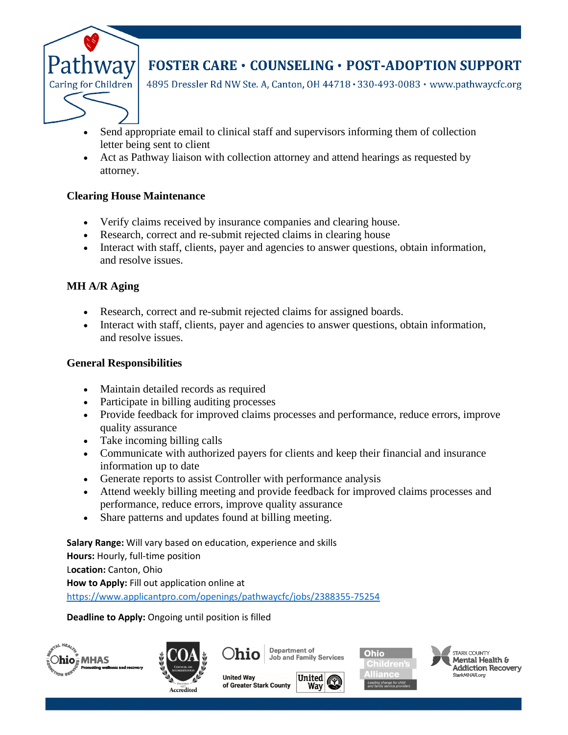- Send appropriate email to clinical staff and supervisors informing them of collection letter being sent to client
- Act as Pathway liaison with collection attorney and attend hearings as requested by attorney.

### Clearing House Maintenance

- Verify claims received by insurance companies and clearing house.
- Research, correct and re-submit rejected claims in clearing house
- Interact with staff, clients, payer and agencies to answer questions, obtain information, and resolve issues.

### MH A/R Aging

- Research, correct and re-submit rejected claims for assigned boards.
- Interact with staff, clients, payer and agencies to answer questions, obtain information, and resolve issues.

### General Responsibilities

- Maintain detailed records as required
- Participate in billing auditing processes
- Provide feedback for improved claims processes and performance, reduce errors, improve quality assurance
- Take incoming billing calls
- Communicate with authorized payers for clients and keep their financial and insurance information up to date
- Generate reports to assist Controller with performance analysis
- Attend weekly billing meeting and provide feedback for improved claims processes and performance, reduce errors, improve quality assurance
- Share patterns and updates found at billing meeting.

**Salary Range:** Will vary based on education, experience and skills
**Hours:** Hourly, full-time position
**Location:** Canton, Ohio
**How to Apply:** Fill out application online at
https://www.applicantpro.com/openings/pathwaycfc/jobs/2388355-75254

**Deadline to Apply:** Ongoing until position is filled